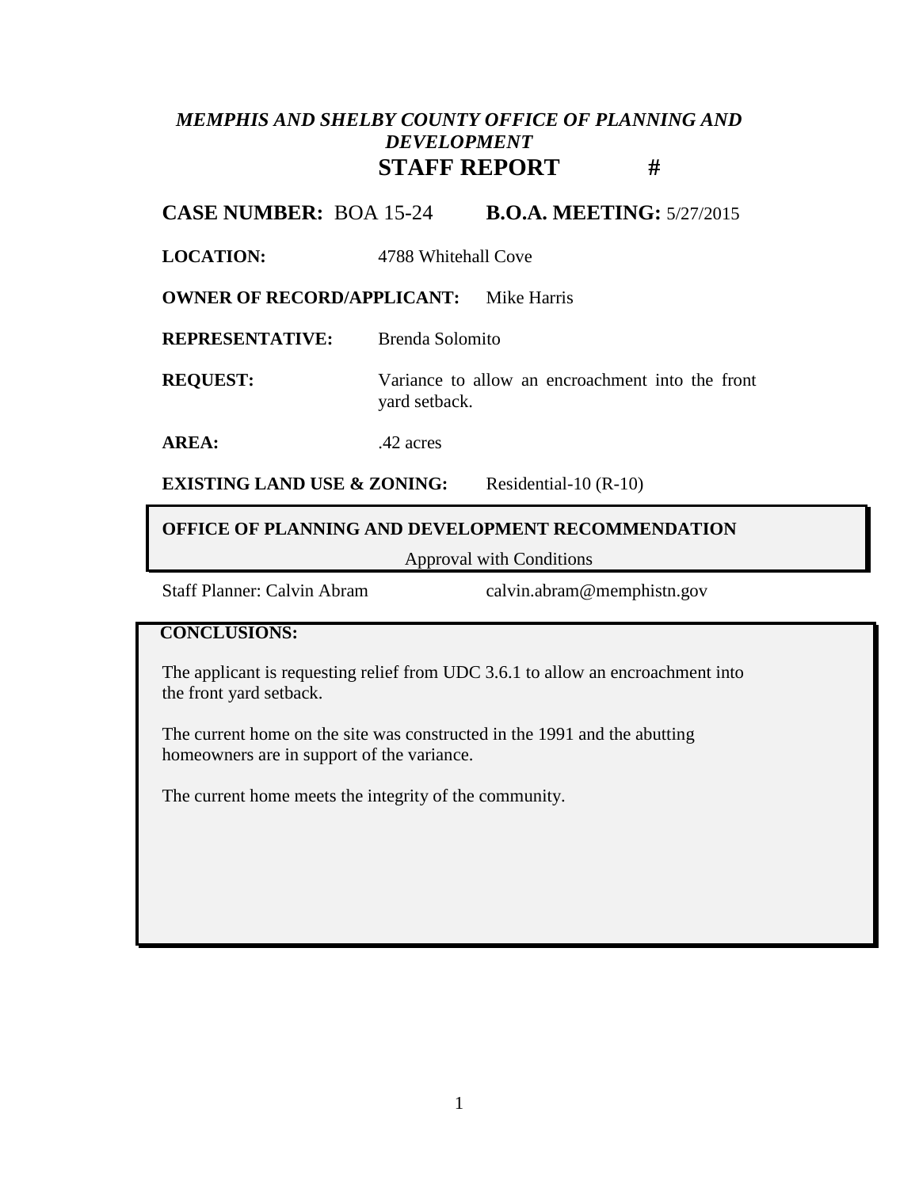***MEMPHIS AND SHELBY COUNTY OFFICE OF PLANNING AND DEVELOPMENT***

# STAFF REPORT #

**CASE NUMBER:** BOA 15-24 **B.O.A. MEETING:** 5/27/2015

**LOCATION:** 4788 Whitehall Cove

**OWNER OF RECORD/APPLICANT:** Mike Harris

**REPRESENTATIVE:** Brenda Solomito

**REQUEST:** Variance to allow an encroachment into the front yard setback.

**AREA:** .42 acres

**EXISTING LAND USE & ZONING:** Residential-10 (R-10)

**OFFICE OF PLANNING AND DEVELOPMENT RECOMMENDATION**

Approval with Conditions

Staff Planner: Calvin Abram calvin.abram@memphistn.gov

**CONCLUSIONS:**

The applicant is requesting relief from UDC 3.6.1 to allow an encroachment into the front yard setback.

The current home on the site was constructed in the 1991 and the abutting homeowners are in support of the variance.

The current home meets the integrity of the community.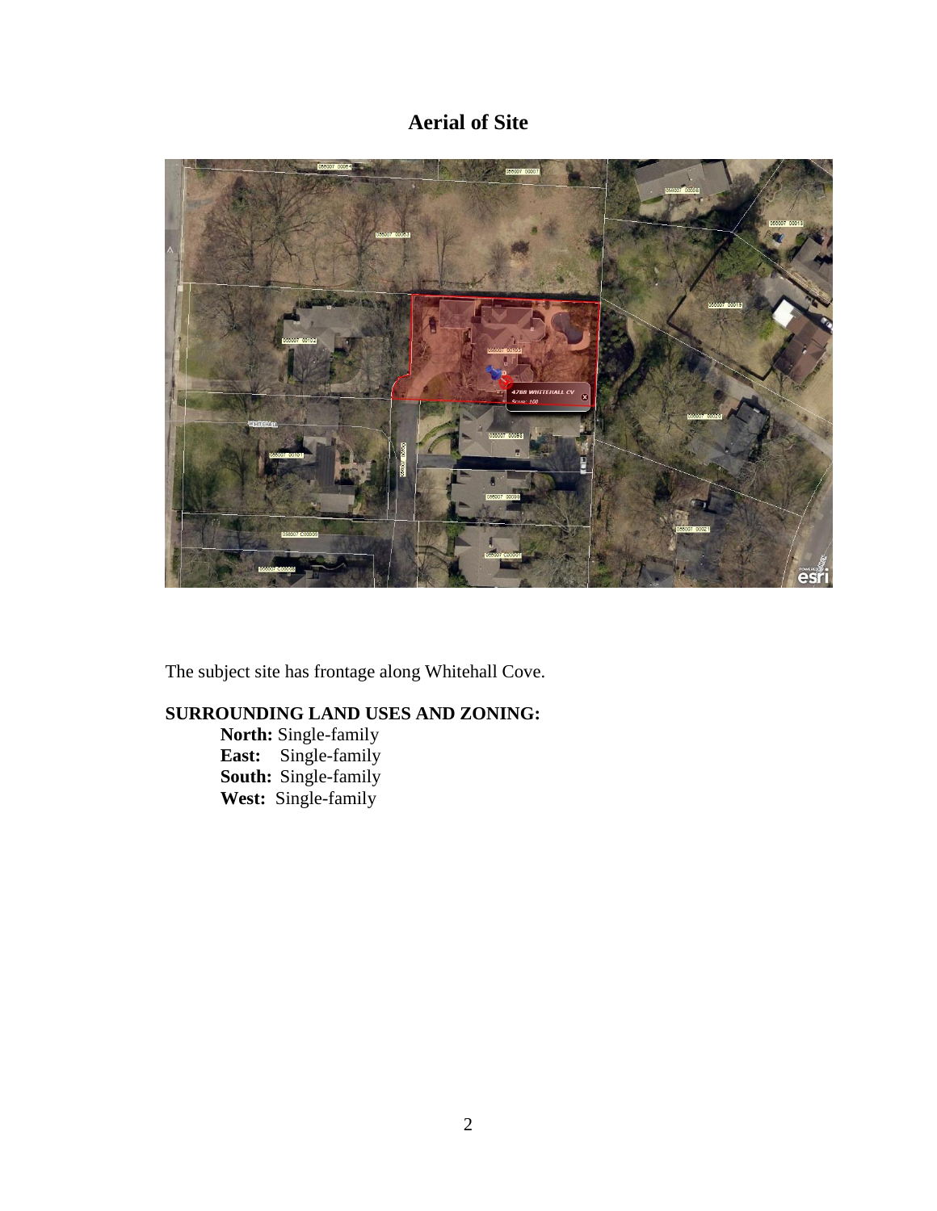# Aerial of Site

The subject site has frontage along Whitehall Cove.

**SURROUNDING LAND USES AND ZONING:**

**North:** Single-family
**East:** Single-family
**South:** Single-family
**West:** Single-family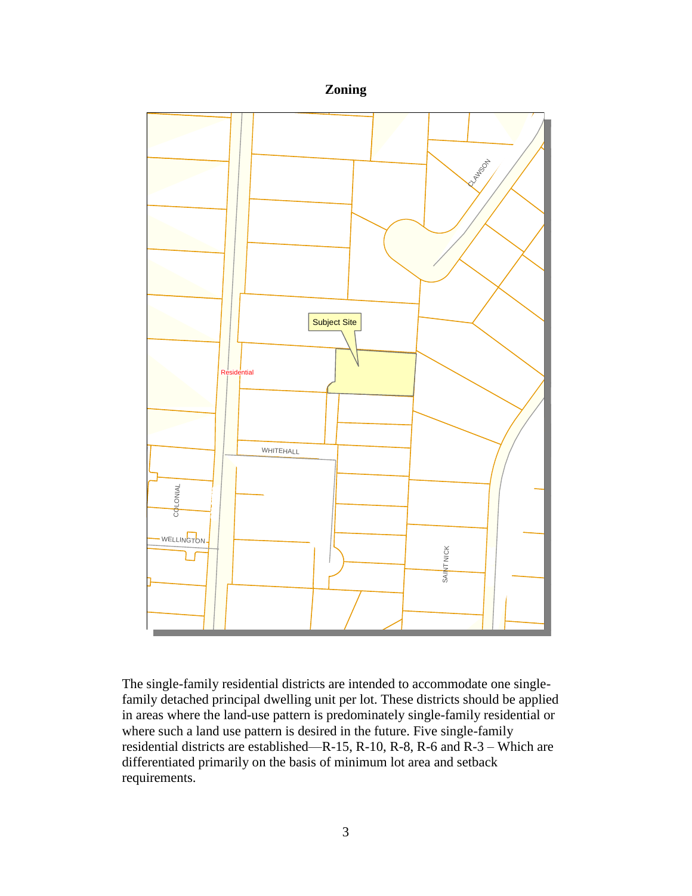# Zoning

The single-family residential districts are intended to accommodate one single-family detached principal dwelling unit per lot. These districts should be applied in areas where the land-use pattern is predominately single-family residential or where such a land use pattern is desired in the future. Five single-family residential districts are established—R-15, R-10, R-8, R-6 and R-3 – Which are differentiated primarily on the basis of minimum lot area and setback requirements.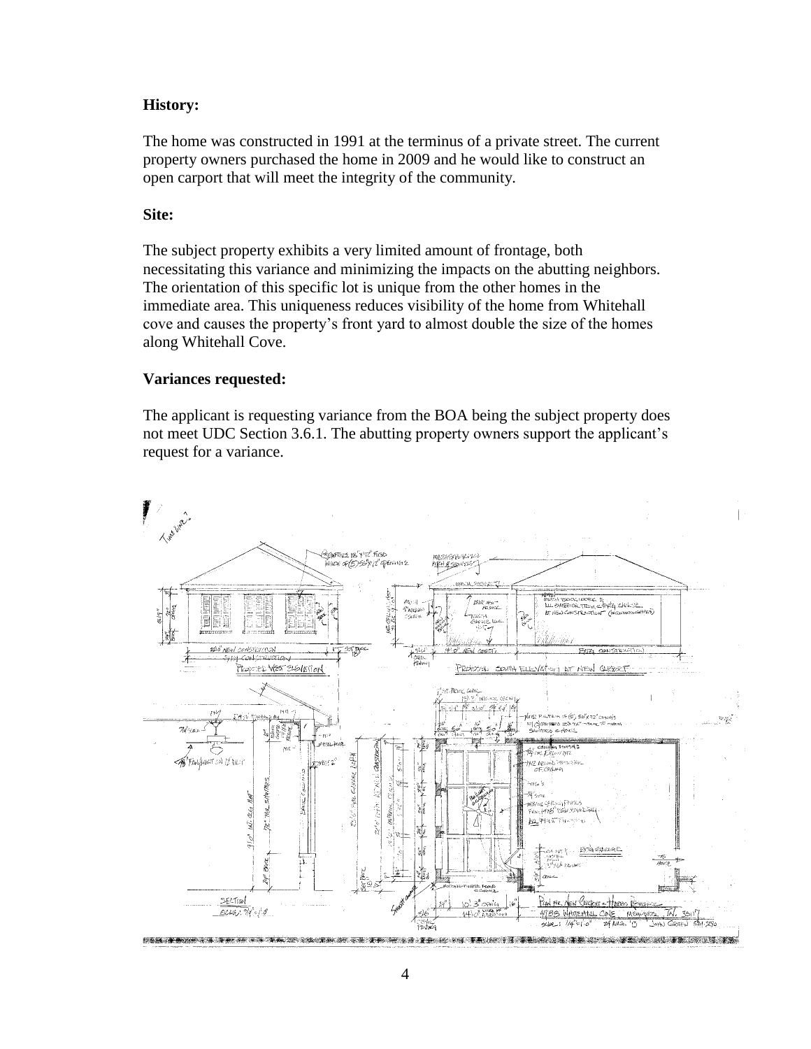**History:**

The home was constructed in 1991 at the terminus of a private street. The current property owners purchased the home in 2009 and he would like to construct an open carport that will meet the integrity of the community.

**Site:**

The subject property exhibits a very limited amount of frontage, both necessitating this variance and minimizing the impacts on the abutting neighbors. The orientation of this specific lot is unique from the other homes in the immediate area. This uniqueness reduces visibility of the home from Whitehall cove and causes the property's front yard to almost double the size of the homes along Whitehall Cove.

**Variances requested:**

The applicant is requesting variance from the BOA being the subject property does not meet UDC Section 3.6.1. The abutting property owners support the applicant's request for a variance.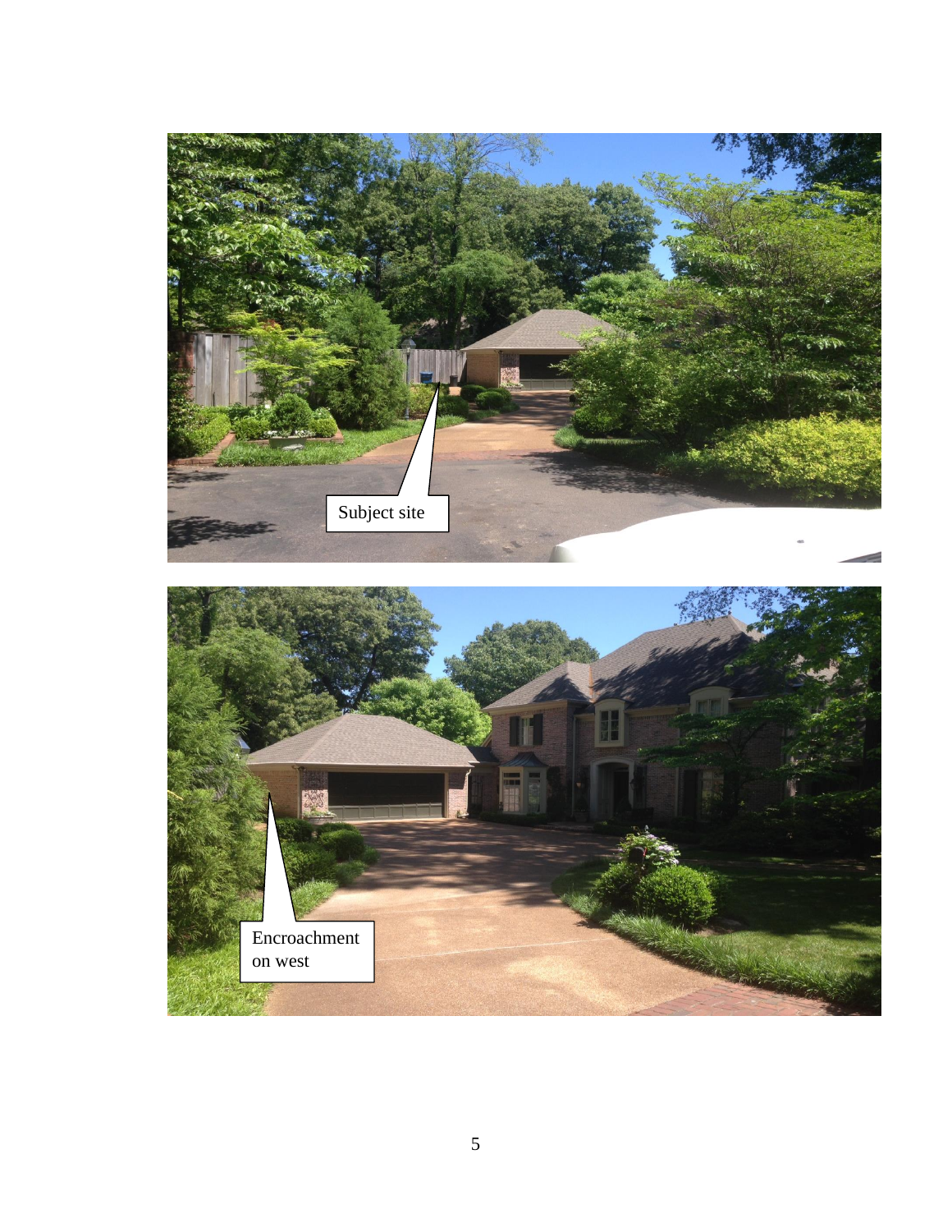Subject site

Encroachment on west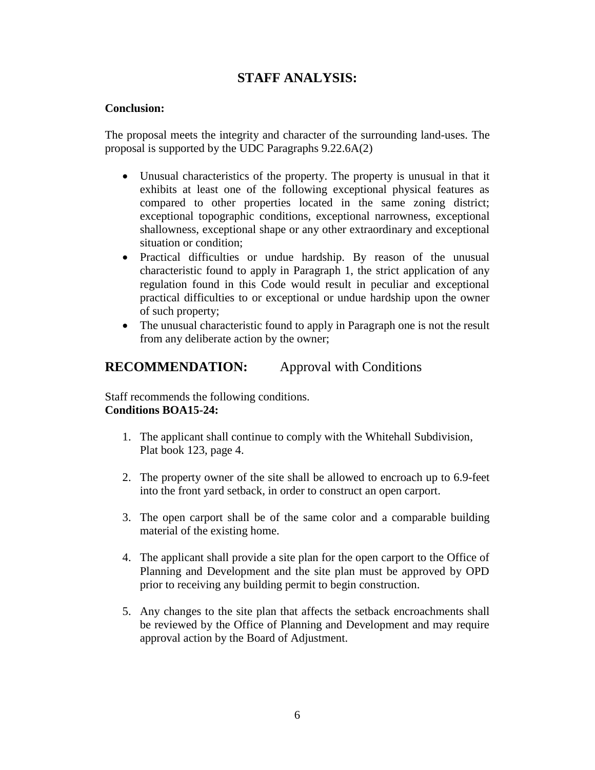## STAFF ANALYSIS:

**Conclusion:**

The proposal meets the integrity and character of the surrounding land-uses. The proposal is supported by the UDC Paragraphs 9.22.6A(2)

- Unusual characteristics of the property. The property is unusual in that it exhibits at least one of the following exceptional physical features as compared to other properties located in the same zoning district; exceptional topographic conditions, exceptional narrowness, exceptional shallowness, exceptional shape or any other extraordinary and exceptional situation or condition;
- Practical difficulties or undue hardship. By reason of the unusual characteristic found to apply in Paragraph 1, the strict application of any regulation found in this Code would result in peculiar and exceptional practical difficulties to or exceptional or undue hardship upon the owner of such property;
- The unusual characteristic found to apply in Paragraph one is not the result from any deliberate action by the owner;

## RECOMMENDATION: Approval with Conditions

Staff recommends the following conditions.
**Conditions BOA15-24:**

1. The applicant shall continue to comply with the Whitehall Subdivision, Plat book 123, page 4.
2. The property owner of the site shall be allowed to encroach up to 6.9-feet into the front yard setback, in order to construct an open carport.
3. The open carport shall be of the same color and a comparable building material of the existing home.
4. The applicant shall provide a site plan for the open carport to the Office of Planning and Development and the site plan must be approved by OPD prior to receiving any building permit to begin construction.
5. Any changes to the site plan that affects the setback encroachments shall be reviewed by the Office of Planning and Development and may require approval action by the Board of Adjustment.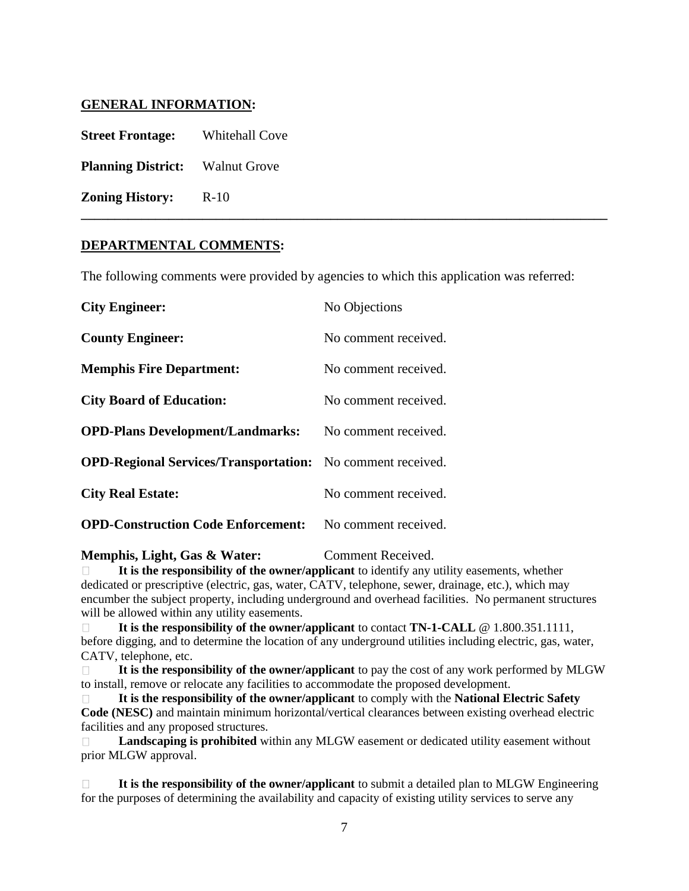## GENERAL INFORMATION:

**Street Frontage:** Whitehall Cove

**Planning District:** Walnut Grove

**Zoning History:** R-10

---

## DEPARTMENTAL COMMENTS:

The following comments were provided by agencies to which this application was referred:

| | |
|---|---|
| **City Engineer:** | No Objections |
| **County Engineer:** | No comment received. |
| **Memphis Fire Department:** | No comment received. |
| **City Board of Education:** | No comment received. |
| **OPD-Plans Development/Landmarks:** | No comment received. |
| **OPD-Regional Services/Transportation:** | No comment received. |
| **City Real Estate:** | No comment received. |
| **OPD-Construction Code Enforcement:** | No comment received. |

**Memphis, Light, Gas & Water:** Comment Received.

- **It is the responsibility of the owner/applicant** to identify any utility easements, whether dedicated or prescriptive (electric, gas, water, CATV, telephone, sewer, drainage, etc.), which may encumber the subject property, including underground and overhead facilities. No permanent structures will be allowed within any utility easements.
- **It is the responsibility of the owner/applicant** to contact **TN-1-CALL** @ 1.800.351.1111, before digging, and to determine the location of any underground utilities including electric, gas, water, CATV, telephone, etc.
- **It is the responsibility of the owner/applicant** to pay the cost of any work performed by MLGW to install, remove or relocate any facilities to accommodate the proposed development.
- **It is the responsibility of the owner/applicant** to comply with the **National Electric Safety Code (NESC)** and maintain minimum horizontal/vertical clearances between existing overhead electric facilities and any proposed structures.
- **Landscaping is prohibited** within any MLGW easement or dedicated utility easement without prior MLGW approval.

- **It is the responsibility of the owner/applicant** to submit a detailed plan to MLGW Engineering for the purposes of determining the availability and capacity of existing utility services to serve any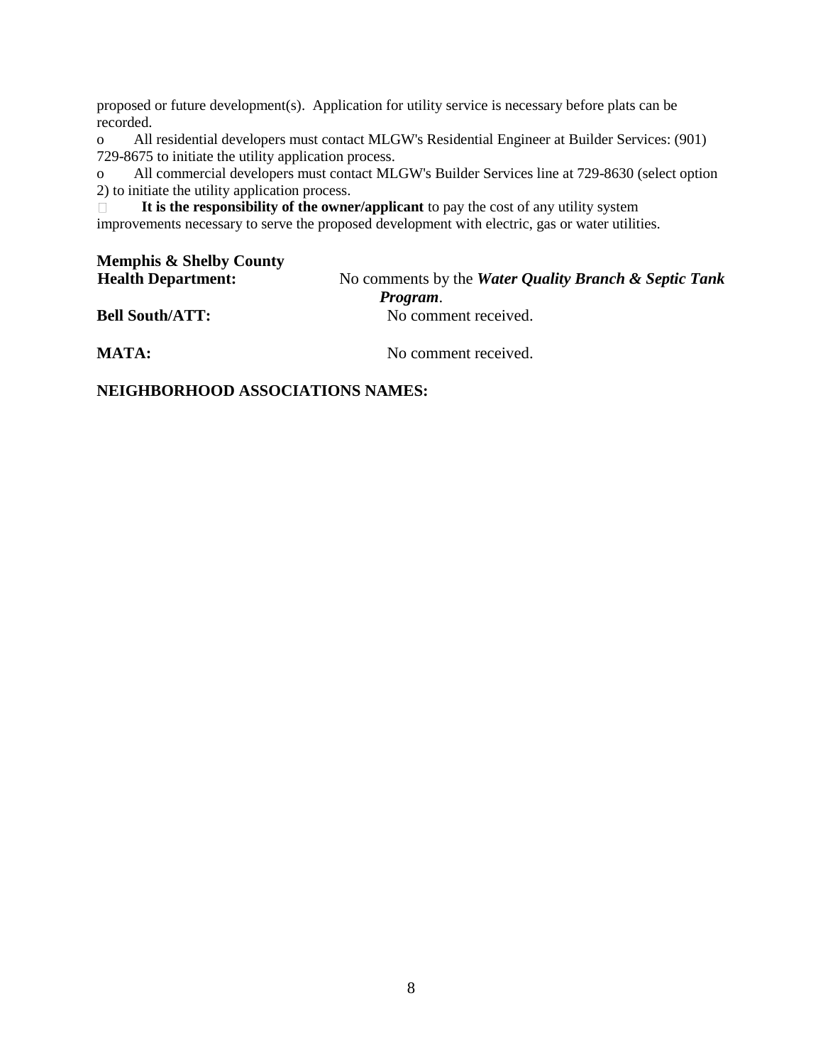proposed or future development(s). Application for utility service is necessary before plats can be recorded.

- All residential developers must contact MLGW's Residential Engineer at Builder Services: (901) 729-8675 to initiate the utility application process.
- All commercial developers must contact MLGW's Builder Services line at 729-8630 (select option 2) to initiate the utility application process.

- **It is the responsibility of the owner/applicant** to pay the cost of any utility system improvements necessary to serve the proposed development with electric, gas or water utilities.

**Memphis & Shelby County Health Department:** No comments by the ***Water Quality Branch & Septic Tank Program***.

**Bell South/ATT:** No comment received.

**MATA:** No comment received.

**NEIGHBORHOOD ASSOCIATIONS NAMES:**